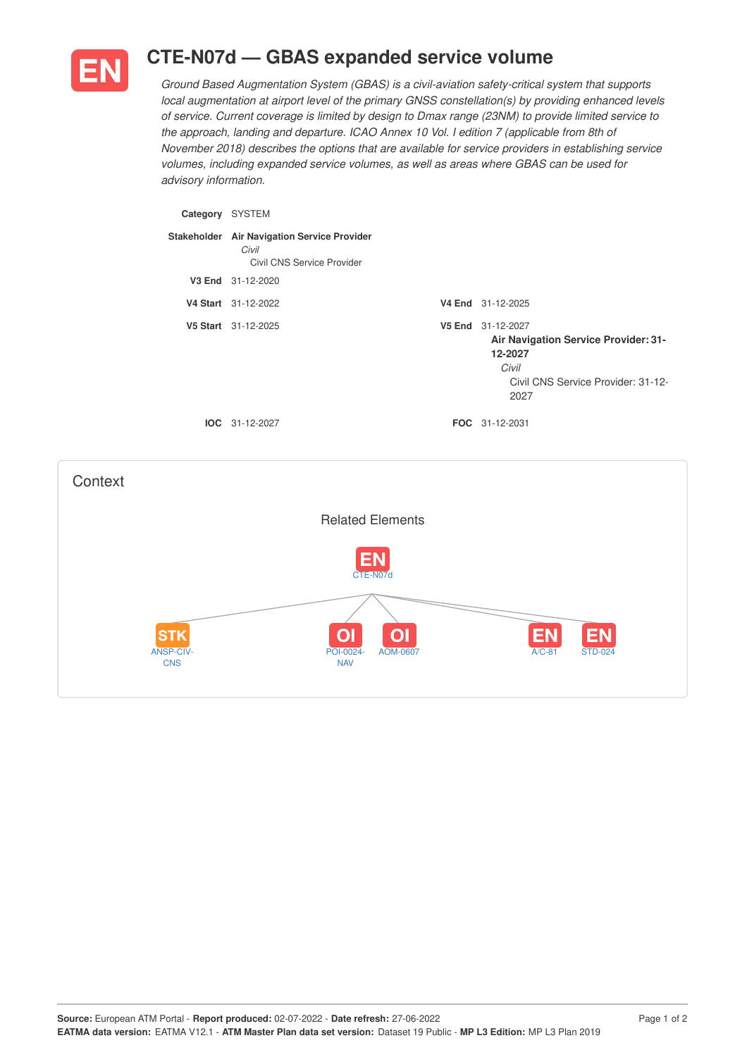# EN CTE-N07d — GBAS expanded service volume

*Ground Based Augmentation System (GBAS) is a civil-aviation safety-critical system that supports local augmentation at airport level of the primary GNSS constellation(s) by providing enhanced levels of service. Current coverage is limited by design to Dmax range (23NM) to provide limited service to the approach, landing and departure. ICAO Annex 10 Vol. I edition 7 (applicable from 8th of November 2018) describes the options that are available for service providers in establishing service volumes, including expanded service volumes, as well as areas where GBAS can be used for advisory information.*

**Category** SYSTEM

**Stakeholder** **Air Navigation Service Provider**
*Civil*
Civil CNS Service Provider

**V3 End** 31-12-2020

**V4 Start** 31-12-2022

**V4 End** 31-12-2025

**V5 Start** 31-12-2025

**V5 End** 31-12-2027
**Air Navigation Service Provider: 31-12-2027**
*Civil*
Civil CNS Service Provider: 31-12-2027

**IOC** 31-12-2027

**FOC** 31-12-2031

## Context

### Related Elements

EN CTE-N07d

- STK ANSP-CIV-CNS
- OI POI-0024-NAV
- OI AOM-0607
- EN A/C-81
- EN STD-024

**Source:** European ATM Portal - **Report produced:** 02-07-2022 - **Date refresh:** 27-06-2022
**EATMA data version:** EATMA V12.1 - **ATM Master Plan data set version:** Dataset 19 Public - **MP L3 Edition:** MP L3 Plan 2019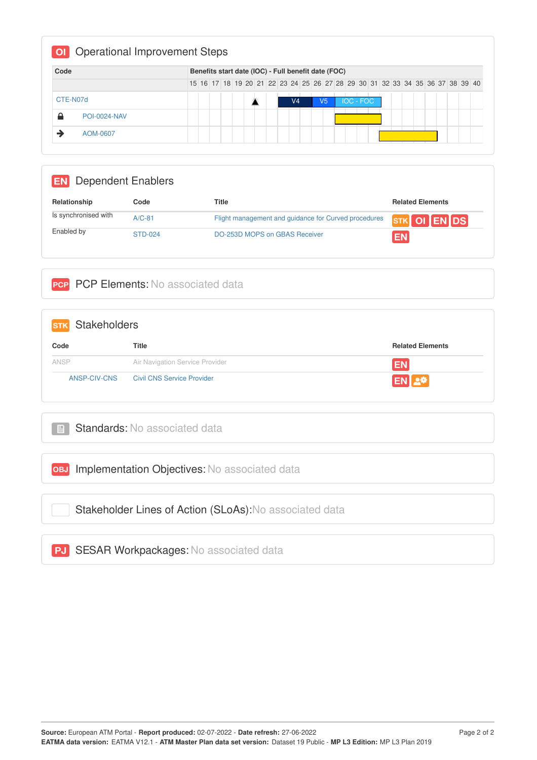## OI Operational Improvement Steps

| Code | Benefits start date (IOC) - Full benefit date (FOC) |
|---|---|
| | 15 16 17 18 19 20 21 22 23 24 25 26 27 28 29 30 31 32 33 34 35 36 37 38 39 40 |
| CTE-N07d | V4 V5 IOC - FOC |
| POI-0024-NAV | |
| AOM-0607 | |

## EN Dependent Enablers

| Relationship | Code | Title | Related Elements |
|---|---|---|---|
| Is synchronised with | A/C-81 | Flight management and guidance for Curved procedures | STK OI EN DS |
| Enabled by | STD-024 | DO-253D MOPS on GBAS Receiver | EN |

## PCP PCP Elements: No associated data

## STK Stakeholders

| Code | Title | Related Elements |
|---|---|---|
| ANSP | Air Navigation Service Provider | EN |
| ANSP-CIV-CNS | Civil CNS Service Provider | EN |

## Standards: No associated data

## OBJ Implementation Objectives: No associated data

## Stakeholder Lines of Action (SLoAs): No associated data

## PJ SESAR Workpackages: No associated data

**Source:** European ATM Portal - **Report produced:** 02-07-2022 - **Date refresh:** 27-06-2022
**EATMA data version:** EATMA V12.1 - **ATM Master Plan data set version:** Dataset 19 Public - **MP L3 Edition:** MP L3 Plan 2019